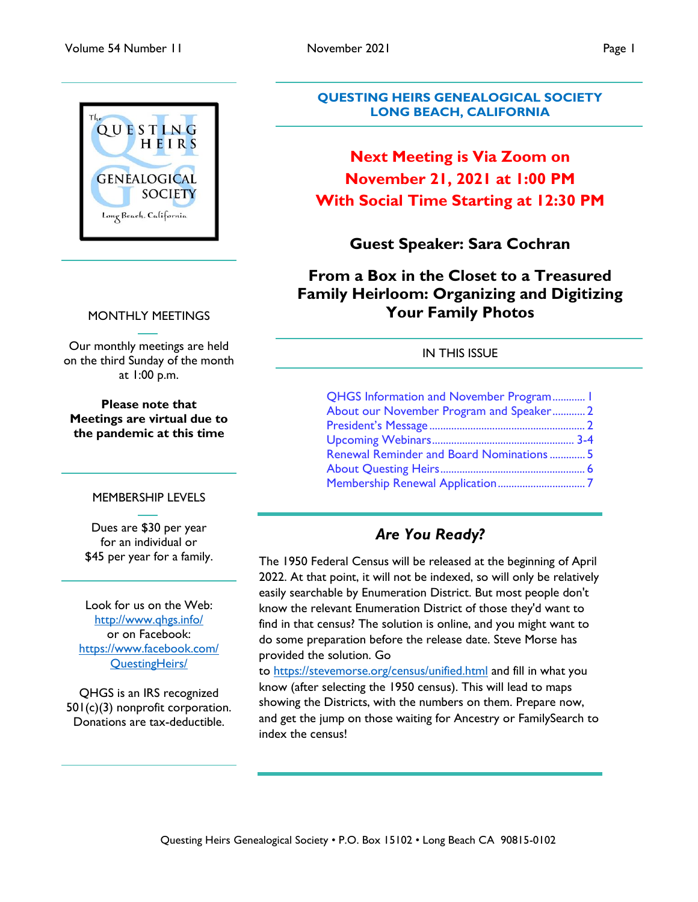## QUESTING HEIRS GENEALOGICAL SOCIETY
## LONG BEACH, CALIFORNIA

# Next Meeting is Via Zoom on November 21, 2021 at 1:00 PM With Social Time Starting at 12:30 PM

## Guest Speaker: Sara Cochran

## From a Box in the Closet to a Treasured Family Heirloom: Organizing and Digitizing Your Family Photos

### MONTHLY MEETINGS

Our monthly meetings are held on the third Sunday of the month at 1:00 p.m.

**Please note that Meetings are virtual due to the pandemic at this time**

### MEMBERSHIP LEVELS

Dues are $30 per year for an individual or $45 per year for a family.

Look for us on the Web: http://www.qhgs.info/ or on Facebook: https://www.facebook.com/QuestingHeirs/

QHGS is an IRS recognized 501(c)(3) nonprofit corporation. Donations are tax-deductible.

### IN THIS ISSUE

- QHGS Information and November Program ........... 1
- About our November Program and Speaker ........... 2
- President's Message ........... 2
- Upcoming Webinars ........... 3-4
- Renewal Reminder and Board Nominations ........... 5
- About Questing Heirs ........... 6
- Membership Renewal Application ........... 7

## *Are You Ready?*

The 1950 Federal Census will be released at the beginning of April 2022. At that point, it will not be indexed, so will only be relatively easily searchable by Enumeration District. But most people don't know the relevant Enumeration District of those they'd want to find in that census? The solution is online, and you might want to do some preparation before the release date. Steve Morse has provided the solution. Go to https://stevemorse.org/census/unified.html and fill in what you know (after selecting the 1950 census). This will lead to maps showing the Districts, with the numbers on them. Prepare now, and get the jump on those waiting for Ancestry or FamilySearch to index the census!

Questing Heirs Genealogical Society • P.O. Box 15102 • Long Beach CA 90815-0102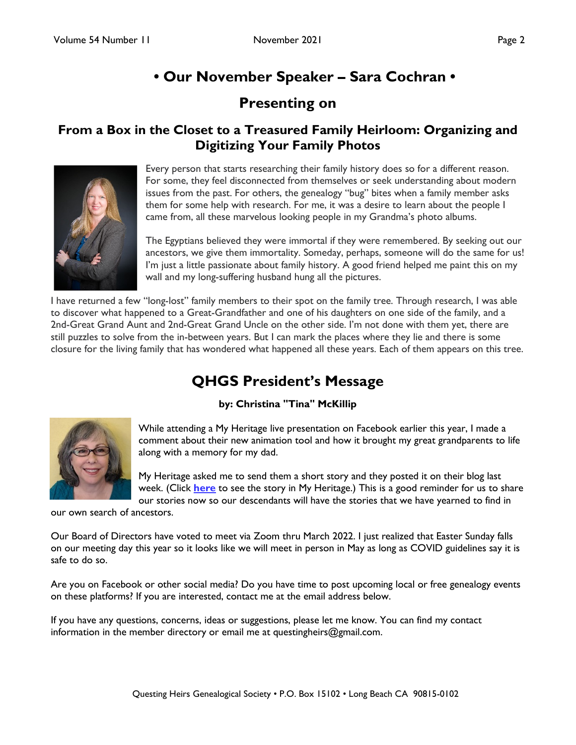# • Our November Speaker – Sara Cochran •

## Presenting on

### From a Box in the Closet to a Treasured Family Heirloom: Organizing and Digitizing Your Family Photos

Every person that starts researching their family history does so for a different reason. For some, they feel disconnected from themselves or seek understanding about modern issues from the past. For others, the genealogy "bug" bites when a family member asks them for some help with research. For me, it was a desire to learn about the people I came from, all these marvelous looking people in my Grandma's photo albums.

The Egyptians believed they were immortal if they were remembered. By seeking out our ancestors, we give them immortality. Someday, perhaps, someone will do the same for us! I'm just a little passionate about family history. A good friend helped me paint this on my wall and my long-suffering husband hung all the pictures.

I have returned a few "long-lost" family members to their spot on the family tree. Through research, I was able to discover what happened to a Great-Grandfather and one of his daughters on one side of the family, and a 2nd-Great Grand Aunt and 2nd-Great Grand Uncle on the other side. I'm not done with them yet, there are still puzzles to solve from the in-between years. But I can mark the places where they lie and there is some closure for the living family that has wondered what happened all these years. Each of them appears on this tree.

# QHGS President's Message

**by: Christina "Tina" McKillip**

While attending a My Heritage live presentation on Facebook earlier this year, I made a comment about their new animation tool and how it brought my great grandparents to life along with a memory for my dad.

My Heritage asked me to send them a short story and they posted it on their blog last week. (Click **here** to see the story in My Heritage.) This is a good reminder for us to share our stories now so our descendants will have the stories that we have yearned to find in our own search of ancestors.

Our Board of Directors have voted to meet via Zoom thru March 2022. I just realized that Easter Sunday falls on our meeting day this year so it looks like we will meet in person in May as long as COVID guidelines say it is safe to do so.

Are you on Facebook or other social media? Do you have time to post upcoming local or free genealogy events on these platforms? If you are interested, contact me at the email address below.

If you have any questions, concerns, ideas or suggestions, please let me know. You can find my contact information in the member directory or email me at questingheirs@gmail.com.

Questing Heirs Genealogical Society • P.O. Box 15102 • Long Beach CA 90815-0102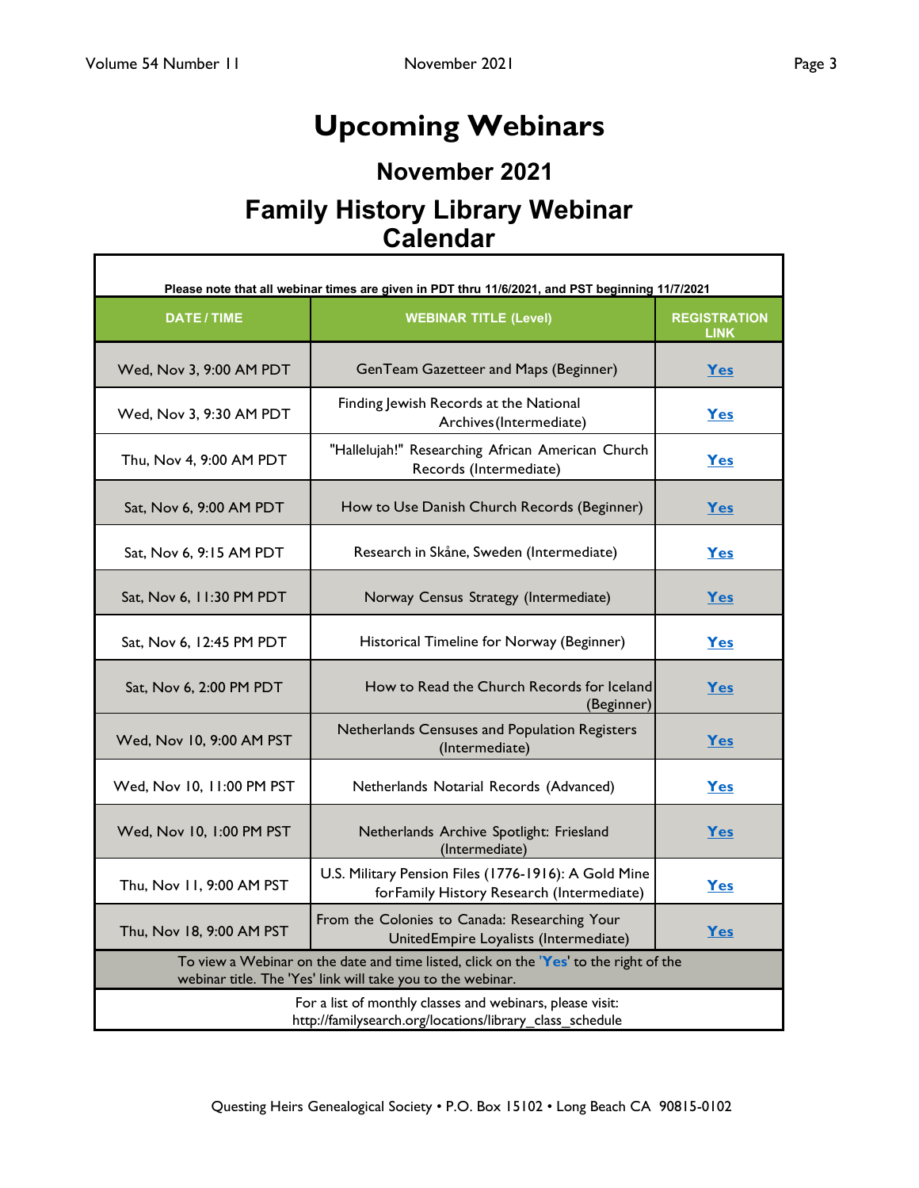# Upcoming Webinars

## November 2021

## Family History Library Webinar Calendar

Please note that all webinar times are given in PDT thru 11/6/2021, and PST beginning 11/7/2021

| DATE / TIME | WEBINAR TITLE (Level) | REGISTRATION LINK |
|---|---|---|
| Wed, Nov 3, 9:00 AM PDT | GenTeam Gazetteer and Maps (Beginner) | Yes |
| Wed, Nov 3, 9:30 AM PDT | Finding Jewish Records at the National Archives(Intermediate) | Yes |
| Thu, Nov 4, 9:00 AM PDT | "Hallelujah!" Researching African American Church Records (Intermediate) | Yes |
| Sat, Nov 6, 9:00 AM PDT | How to Use Danish Church Records (Beginner) | Yes |
| Sat, Nov 6, 9:15 AM PDT | Research in Skåne, Sweden (Intermediate) | Yes |
| Sat, Nov 6, 11:30 PM PDT | Norway Census Strategy (Intermediate) | Yes |
| Sat, Nov 6, 12:45 PM PDT | Historical Timeline for Norway (Beginner) | Yes |
| Sat, Nov 6, 2:00 PM PDT | How to Read the Church Records for Iceland (Beginner) | Yes |
| Wed, Nov 10, 9:00 AM PST | Netherlands Censuses and Population Registers (Intermediate) | Yes |
| Wed, Nov 10, 11:00 PM PST | Netherlands Notarial Records (Advanced) | Yes |
| Wed, Nov 10, 1:00 PM PST | Netherlands Archive Spotlight: Friesland (Intermediate) | Yes |
| Thu, Nov 11, 9:00 AM PST | U.S. Military Pension Files (1776-1916): A Gold Mine forFamily History Research (Intermediate) | Yes |
| Thu, Nov 18, 9:00 AM PST | From the Colonies to Canada: Researching Your UnitedEmpire Loyalists (Intermediate) | Yes |
| To view a Webinar on the date and time listed, click on the 'Yes' to the right of the webinar title. The 'Yes' link will take you to the webinar. | | |
| For a list of monthly classes and webinars, please visit: http://familysearch.org/locations/library_class_schedule | | |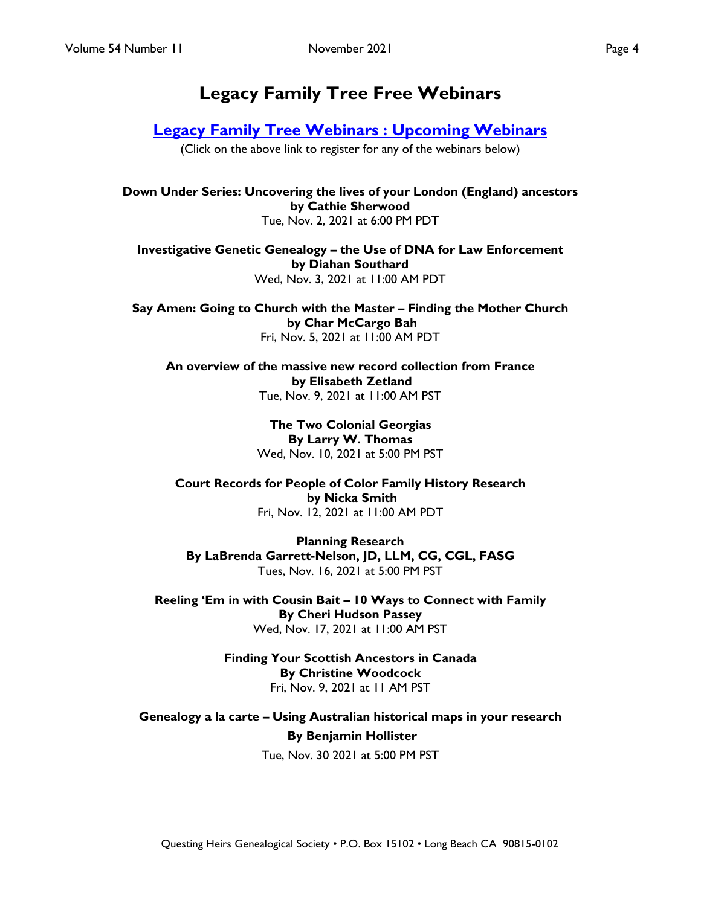# Legacy Family Tree Free Webinars

## Legacy Family Tree Webinars : Upcoming Webinars

(Click on the above link to register for any of the webinars below)

**Down Under Series: Uncovering the lives of your London (England) ancestors**
**by Cathie Sherwood**
Tue, Nov. 2, 2021 at 6:00 PM PDT

**Investigative Genetic Genealogy – the Use of DNA for Law Enforcement**
**by Diahan Southard**
Wed, Nov. 3, 2021 at 11:00 AM PDT

**Say Amen: Going to Church with the Master – Finding the Mother Church**
**by Char McCargo Bah**
Fri, Nov. 5, 2021 at 11:00 AM PDT

**An overview of the massive new record collection from France**
**by Elisabeth Zetland**
Tue, Nov. 9, 2021 at 11:00 AM PST

**The Two Colonial Georgias**
**By Larry W. Thomas**
Wed, Nov. 10, 2021 at 5:00 PM PST

**Court Records for People of Color Family History Research**
**by Nicka Smith**
Fri, Nov. 12, 2021 at 11:00 AM PDT

**Planning Research**
**By LaBrenda Garrett-Nelson, JD, LLM, CG, CGL, FASG**
Tues, Nov. 16, 2021 at 5:00 PM PST

**Reeling 'Em in with Cousin Bait – 10 Ways to Connect with Family**
**By Cheri Hudson Passey**
Wed, Nov. 17, 2021 at 11:00 AM PST

**Finding Your Scottish Ancestors in Canada**
**By Christine Woodcock**
Fri, Nov. 9, 2021 at 11 AM PST

**Genealogy a la carte – Using Australian historical maps in your research**
**By Benjamin Hollister**
Tue, Nov. 30 2021 at 5:00 PM PST

Questing Heirs Genealogical Society • P.O. Box 15102 • Long Beach CA 90815-0102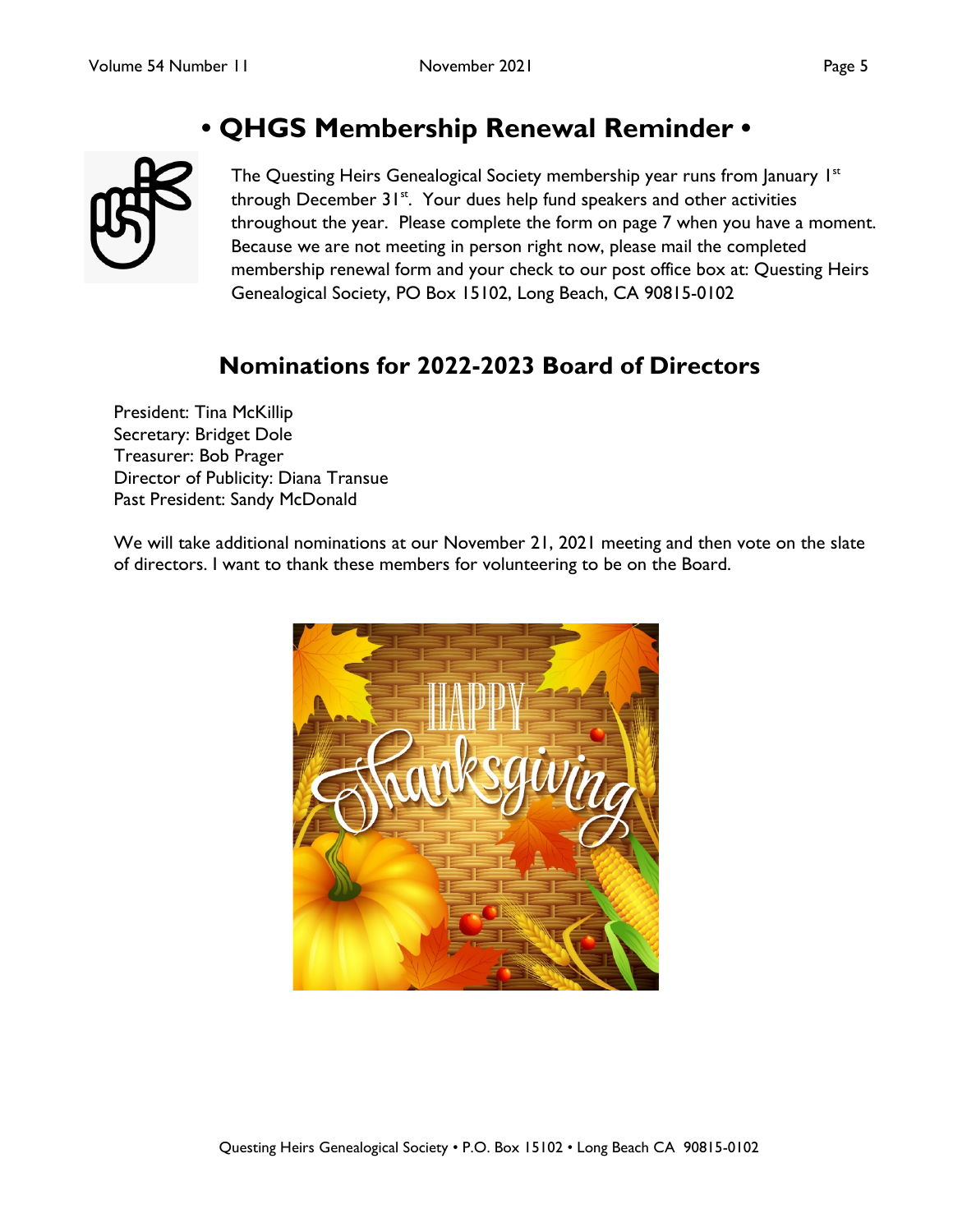# • QHGS Membership Renewal Reminder •

The Questing Heirs Genealogical Society membership year runs from January 1st through December 31st. Your dues help fund speakers and other activities throughout the year. Please complete the form on page 7 when you have a moment. Because we are not meeting in person right now, please mail the completed membership renewal form and your check to our post office box at: Questing Heirs Genealogical Society, PO Box 15102, Long Beach, CA 90815-0102

## Nominations for 2022-2023 Board of Directors

President: Tina McKillip
Secretary: Bridget Dole
Treasurer: Bob Prager
Director of Publicity: Diana Transue
Past President: Sandy McDonald

We will take additional nominations at our November 21, 2021 meeting and then vote on the slate of directors. I want to thank these members for volunteering to be on the Board.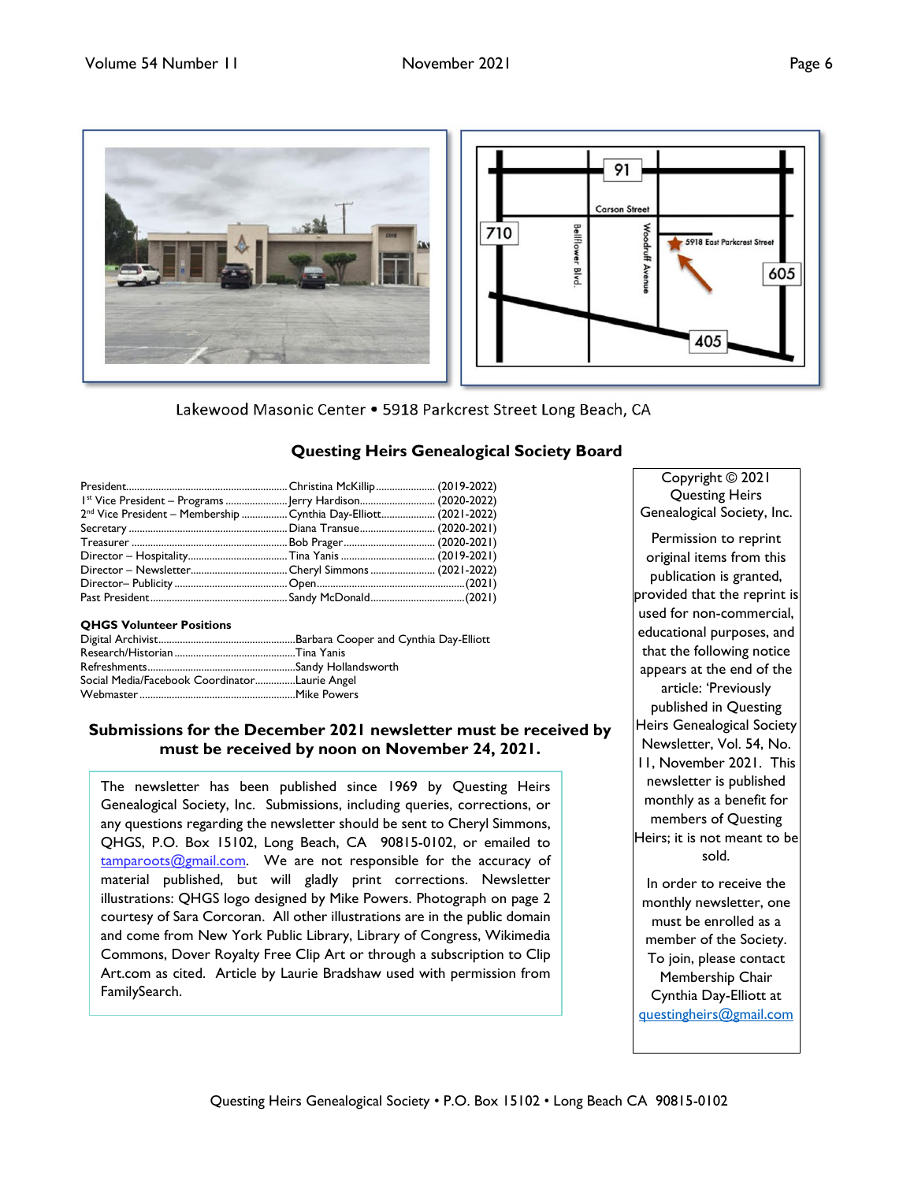Lakewood Masonic Center • 5918 Parkcrest Street Long Beach, CA

## Questing Heirs Genealogical Society Board

| | | |
|---|---|---|
| President | Christina McKillip | (2019-2022) |
| 1st Vice President – Programs | Jerry Hardison | (2020-2022) |
| 2nd Vice President – Membership | Cynthia Day-Elliott | (2021-2022) |
| Secretary | Diana Transue | (2020-2021) |
| Treasurer | Bob Prager | (2020-2021) |
| Director – Hospitality | Tina Yanis | (2019-2021) |
| Director – Newsletter | Cheryl Simmons | (2021-2022) |
| Director– Publicity | Open | (2021) |
| Past President | Sandy McDonald | (2021) |

**QHGS Volunteer Positions**

| | |
|---|---|
| Digital Archivist | Barbara Cooper and Cynthia Day-Elliott |
| Research/Historian | Tina Yanis |
| Refreshments | Sandy Hollandsworth |
| Social Media/Facebook Coordinator | Laurie Angel |
| Webmaster | Mike Powers |

**Submissions for the December 2021 newsletter must be received by must be received by noon on November 24, 2021.**

The newsletter has been published since 1969 by Questing Heirs Genealogical Society, Inc. Submissions, including queries, corrections, or any questions regarding the newsletter should be sent to Cheryl Simmons, QHGS, P.O. Box 15102, Long Beach, CA 90815-0102, or emailed to tamparoots@gmail.com. We are not responsible for the accuracy of material published, but will gladly print corrections. Newsletter illustrations: QHGS logo designed by Mike Powers. Photograph on page 2 courtesy of Sara Corcoran. All other illustrations are in the public domain and come from New York Public Library, Library of Congress, Wikimedia Commons, Dover Royalty Free Clip Art or through a subscription to Clip Art.com as cited. Article by Laurie Bradshaw used with permission from FamilySearch.

Copyright © 2021 Questing Heirs Genealogical Society, Inc.

Permission to reprint original items from this publication is granted, provided that the reprint is used for non-commercial, educational purposes, and that the following notice appears at the end of the article: 'Previously published in Questing Heirs Genealogical Society Newsletter, Vol. 54, No. 11, November 2021. This newsletter is published monthly as a benefit for members of Questing Heirs; it is not meant to be sold.

In order to receive the monthly newsletter, one must be enrolled as a member of the Society. To join, please contact Membership Chair Cynthia Day-Elliott at questingheirs@gmail.com

Questing Heirs Genealogical Society • P.O. Box 15102 • Long Beach CA 90815-0102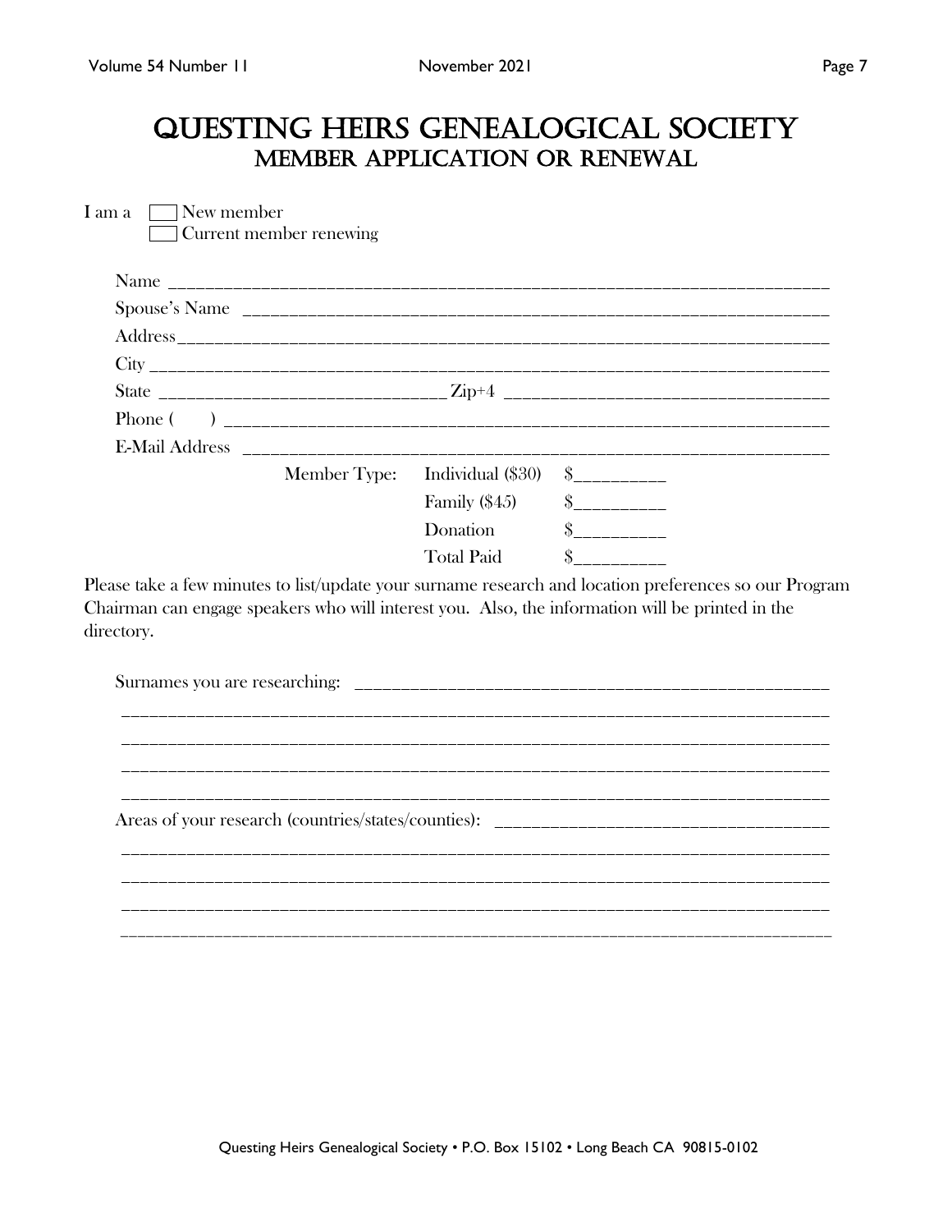# Questing Heirs Genealogical Society
## Member Application or Renewal

I am a ☐ New member
☐ Current member renewing

Name ______________________________________________________________________

Spouse's Name ______________________________________________________________

Address____________________________________________________________________

City _______________________________________________________________________

State ____________________________ Zip+4 _________________________________

Phone ( ) _________________________________________________________________

E-Mail Address ______________________________________________________________

| | | |
|---|---|---|
| Member Type: | Individual ($30) | $_________ |
| | Family ($45) | $_________ |
| | Donation | $_________ |
| | Total Paid | $_________ |

Please take a few minutes to list/update your surname research and location preferences so our Program Chairman can engage speakers who will interest you. Also, the information will be printed in the directory.

Surnames you are researching: _____________________________________________

___________________________________________________________________________

___________________________________________________________________________

___________________________________________________________________________

___________________________________________________________________________

Areas of your research (countries/states/counties): _________________________

___________________________________________________________________________

___________________________________________________________________________

___________________________________________________________________________

___________________________________________________________________________

Questing Heirs Genealogical Society • P.O. Box 15102 • Long Beach CA 90815-0102